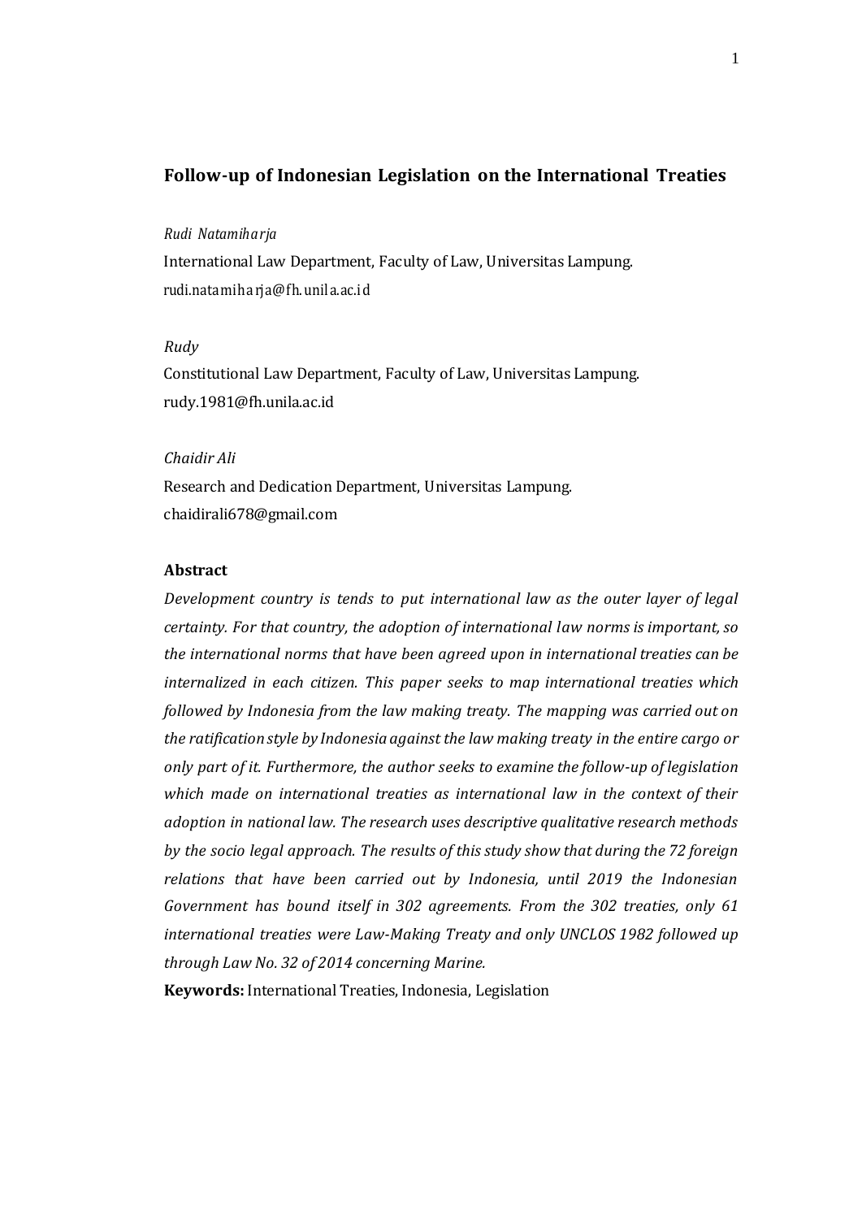# Follow-up of Indonesian Legislation on the International Treaties

*Rudi Natamiharja*

International Law Department, Faculty of Law, Universitas Lampung.

rudi.natamiharja@fh.unila.ac.id

*Rudy*

Constitutional Law Department, Faculty of Law, Universitas Lampung.

rudy.1981@fh.unila.ac.id

*Chaidir Ali*

Research and Dedication Department, Universitas Lampung.

chaidirali678@gmail.com

## Abstract

*Development country is tends to put international law as the outer layer of legal certainty. For that country, the adoption of international law norms is important, so the international norms that have been agreed upon in international treaties can be internalized in each citizen. This paper seeks to map international treaties which followed by Indonesia from the law making treaty. The mapping was carried out on the ratification style by Indonesia against the law making treaty in the entire cargo or only part of it. Furthermore, the author seeks to examine the follow-up of legislation which made on international treaties as international law in the context of their adoption in national law. The research uses descriptive qualitative research methods by the socio legal approach. The results of this study show that during the 72 foreign relations that have been carried out by Indonesia, until 2019 the Indonesian Government has bound itself in 302 agreements. From the 302 treaties, only 61 international treaties were Law-Making Treaty and only UNCLOS 1982 followed up through Law No. 32 of 2014 concerning Marine.*

**Keywords:** International Treaties, Indonesia, Legislation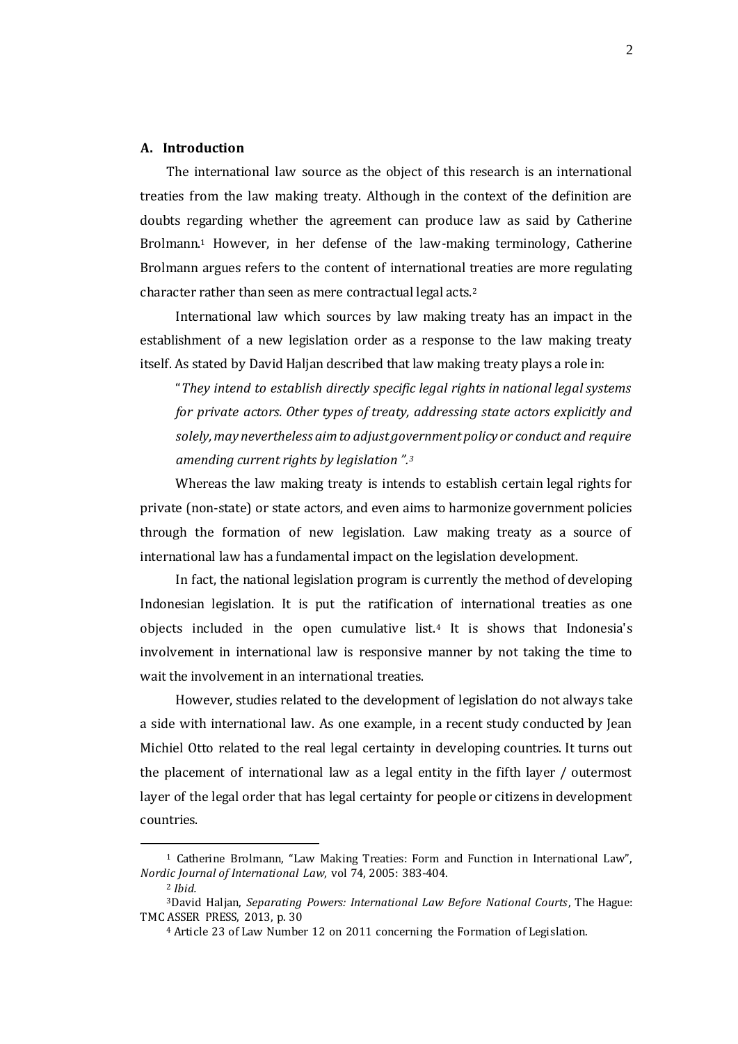## A. Introduction

The international law source as the object of this research is an international treaties from the law making treaty. Although in the context of the definition are doubts regarding whether the agreement can produce law as said by Catherine Brolmann.[1] However, in her defense of the law-making terminology, Catherine Brolmann argues refers to the content of international treaties are more regulating character rather than seen as mere contractual legal acts.[2]

International law which sources by law making treaty has an impact in the establishment of a new legislation order as a response to the law making treaty itself. As stated by David Haljan described that law making treaty plays a role in:

"*They intend to establish directly specific legal rights in national legal systems for private actors. Other types of treaty, addressing state actors explicitly and solely, may nevertheless aim to adjust government policy or conduct and require amending current rights by legislation ".*[3]

Whereas the law making treaty is intends to establish certain legal rights for private (non-state) or state actors, and even aims to harmonize government policies through the formation of new legislation. Law making treaty as a source of international law has a fundamental impact on the legislation development.

In fact, the national legislation program is currently the method of developing Indonesian legislation. It is put the ratification of international treaties as one objects included in the open cumulative list.[4] It is shows that Indonesia's involvement in international law is responsive manner by not taking the time to wait the involvement in an international treaties.

However, studies related to the development of legislation do not always take a side with international law. As one example, in a recent study conducted by Jean Michiel Otto related to the real legal certainty in developing countries. It turns out the placement of international law as a legal entity in the fifth layer / outermost layer of the legal order that has legal certainty for people or citizens in development countries.

---

[1] Catherine Brolmann, "Law Making Treaties: Form and Function in International Law", *Nordic Journal of International Law*, vol 74, 2005: 383-404.

[2] *Ibid.*

[3] David Haljan, *Separating Powers: International Law Before National Courts*, The Hague: TMC ASSER PRESS, 2013, p. 30

[4] Article 23 of Law Number 12 on 2011 concerning the Formation of Legislation.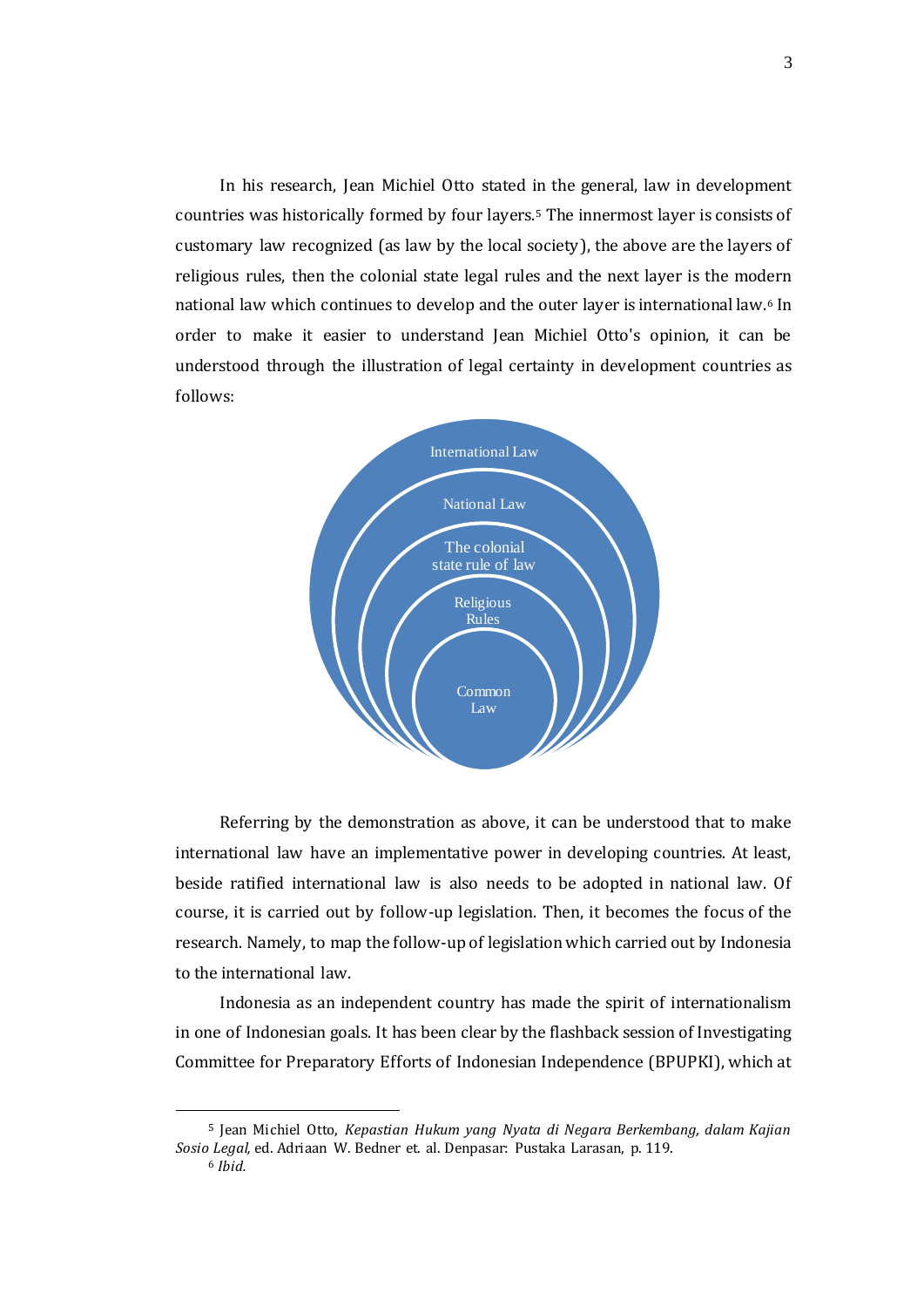In his research, Jean Michiel Otto stated in the general, law in development countries was historically formed by four layers.[5] The innermost layer is consists of customary law recognized (as law by the local society), the above are the layers of religious rules, then the colonial state legal rules and the next layer is the modern national law which continues to develop and the outer layer is international law.[6] In order to make it easier to understand Jean Michiel Otto's opinion, it can be understood through the illustration of legal certainty in development countries as follows:

International Law

National Law

The colonial state rule of law

Religious Rules

Common Law

Referring by the demonstration as above, it can be understood that to make international law have an implementative power in developing countries. At least, beside ratified international law is also needs to be adopted in national law. Of course, it is carried out by follow-up legislation. Then, it becomes the focus of the research. Namely, to map the follow-up of legislation which carried out by Indonesia to the international law.

Indonesia as an independent country has made the spirit of internationalism in one of Indonesian goals. It has been clear by the flashback session of Investigating Committee for Preparatory Efforts of Indonesian Independence (BPUPKI), which at

---

[5] Jean Michiel Otto, *Kepastian Hukum yang Nyata di Negara Berkembang, dalam Kajian Sosio Legal,* ed. Adriaan W. Bedner et. al. Denpasar: Pustaka Larasan, p. 119.

[6] *Ibid.*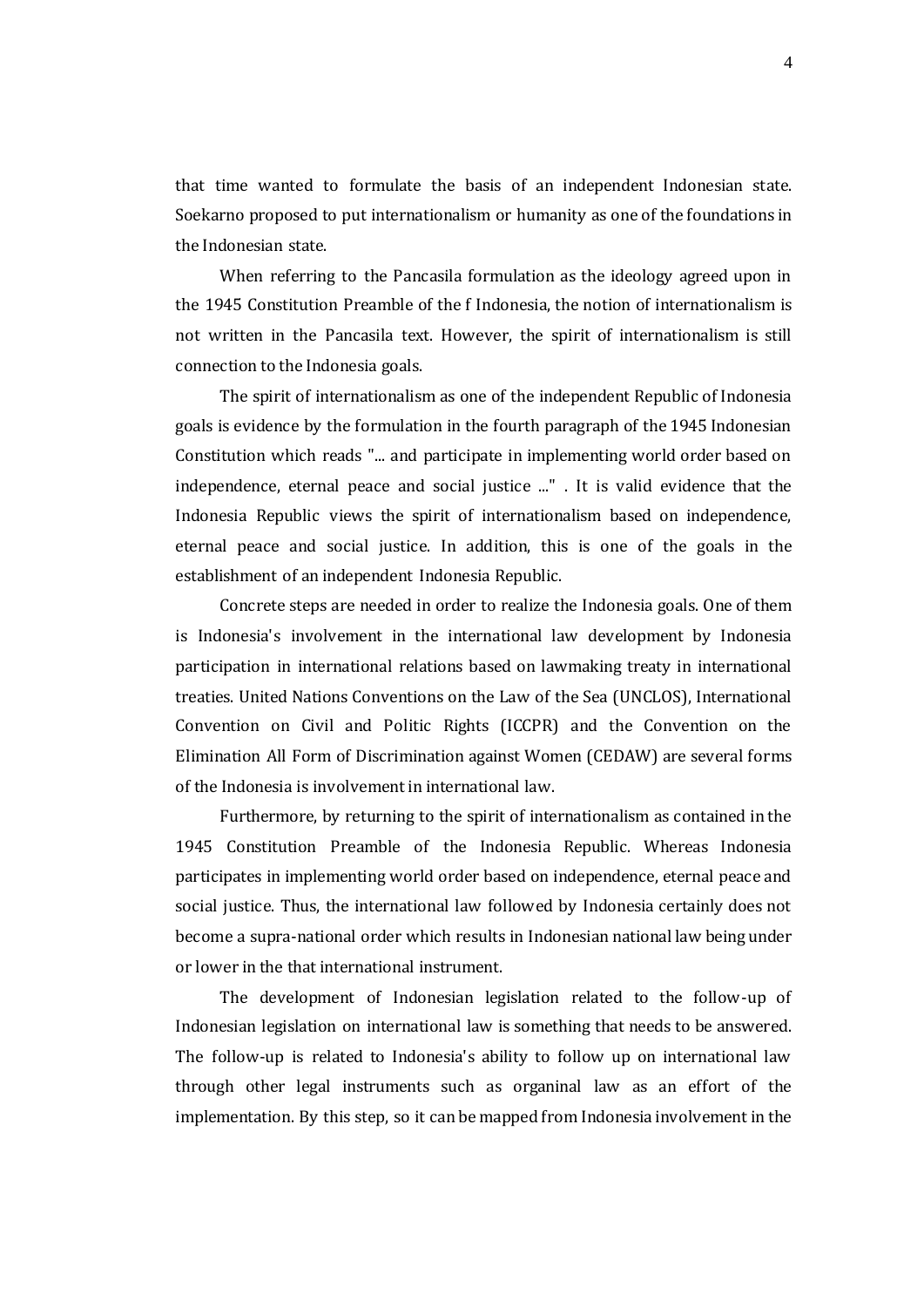that time wanted to formulate the basis of an independent Indonesian state. Soekarno proposed to put internationalism or humanity as one of the foundations in the Indonesian state.

When referring to the Pancasila formulation as the ideology agreed upon in the 1945 Constitution Preamble of the f Indonesia, the notion of internationalism is not written in the Pancasila text. However, the spirit of internationalism is still connection to the Indonesia goals.

The spirit of internationalism as one of the independent Republic of Indonesia goals is evidence by the formulation in the fourth paragraph of the 1945 Indonesian Constitution which reads "... and participate in implementing world order based on independence, eternal peace and social justice ..." . It is valid evidence that the Indonesia Republic views the spirit of internationalism based on independence, eternal peace and social justice. In addition, this is one of the goals in the establishment of an independent Indonesia Republic.

Concrete steps are needed in order to realize the Indonesia goals. One of them is Indonesia's involvement in the international law development by Indonesia participation in international relations based on lawmaking treaty in international treaties. United Nations Conventions on the Law of the Sea (UNCLOS), International Convention on Civil and Politic Rights (ICCPR) and the Convention on the Elimination All Form of Discrimination against Women (CEDAW) are several forms of the Indonesia is involvement in international law.

Furthermore, by returning to the spirit of internationalism as contained in the 1945 Constitution Preamble of the Indonesia Republic. Whereas Indonesia participates in implementing world order based on independence, eternal peace and social justice. Thus, the international law followed by Indonesia certainly does not become a supra-national order which results in Indonesian national law being under or lower in the that international instrument.

The development of Indonesian legislation related to the follow-up of Indonesian legislation on international law is something that needs to be answered. The follow-up is related to Indonesia's ability to follow up on international law through other legal instruments such as organinal law as an effort of the implementation. By this step, so it can be mapped from Indonesia involvement in the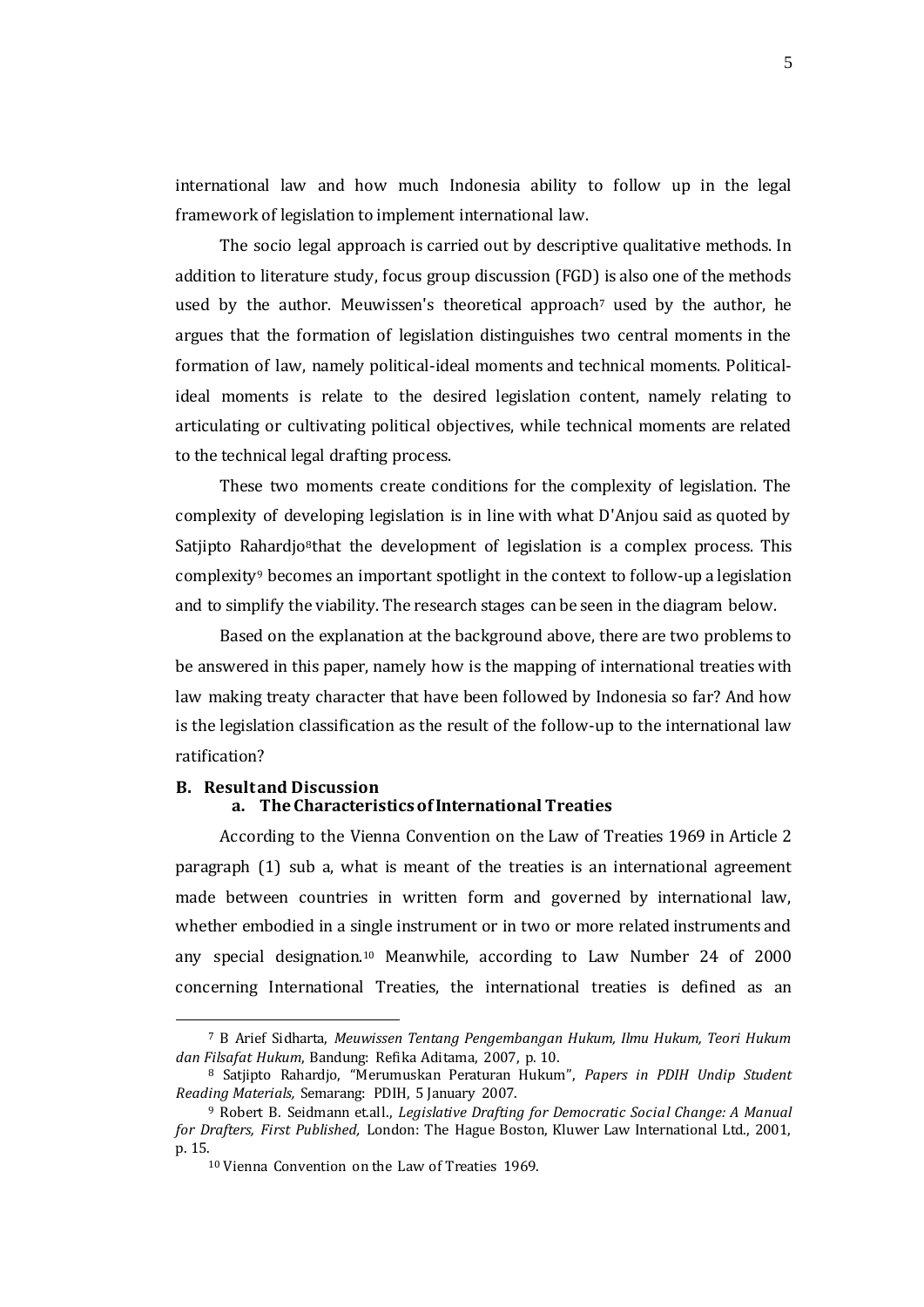international law and how much Indonesia ability to follow up in the legal framework of legislation to implement international law.

The socio legal approach is carried out by descriptive qualitative methods. In addition to literature study, focus group discussion (FGD) is also one of the methods used by the author. Meuwissen's theoretical approach[7] used by the author, he argues that the formation of legislation distinguishes two central moments in the formation of law, namely political-ideal moments and technical moments. Political-ideal moments is relate to the desired legislation content, namely relating to articulating or cultivating political objectives, while technical moments are related to the technical legal drafting process.

These two moments create conditions for the complexity of legislation. The complexity of developing legislation is in line with what D'Anjou said as quoted by Satjipto Rahardjo[8]that the development of legislation is a complex process. This complexity[9] becomes an important spotlight in the context to follow-up a legislation and to simplify the viability. The research stages can be seen in the diagram below.

Based on the explanation at the background above, there are two problems to be answered in this paper, namely how is the mapping of international treaties with law making treaty character that have been followed by Indonesia so far? And how is the legislation classification as the result of the follow-up to the international law ratification?

## B. Result and Discussion

### a. The Characteristics of International Treaties

According to the Vienna Convention on the Law of Treaties 1969 in Article 2 paragraph (1) sub a, what is meant of the treaties is an international agreement made between countries in written form and governed by international law, whether embodied in a single instrument or in two or more related instruments and any special designation.[10] Meanwhile, according to Law Number 24 of 2000 concerning International Treaties, the international treaties is defined as an

---

[7] B Arief Sidharta, *Meuwissen Tentang Pengembangan Hukum, Ilmu Hukum, Teori Hukum dan Filsafat Hukum*, Bandung: Refika Aditama, 2007, p. 10.

[8] Satjipto Rahardjo, "Merumuskan Peraturan Hukum", *Papers in PDIH Undip Student Reading Materials,* Semarang: PDIH, 5 January 2007.

[9] Robert B. Seidmann et.all., *Legislative Drafting for Democratic Social Change: A Manual for Drafters, First Published,* London: The Hague Boston, Kluwer Law International Ltd., 2001, p. 15.

[10] Vienna Convention on the Law of Treaties 1969.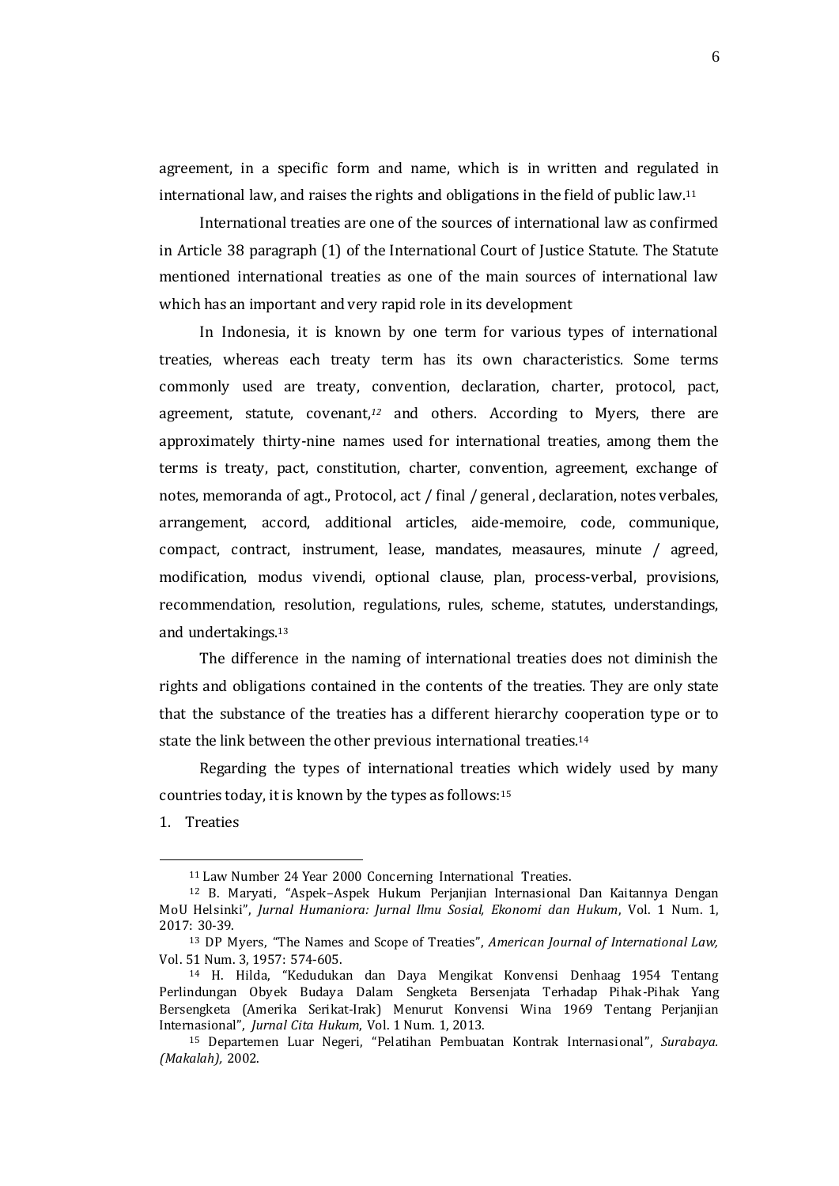agreement, in a specific form and name, which is in written and regulated in international law, and raises the rights and obligations in the field of public law.[11]

International treaties are one of the sources of international law as confirmed in Article 38 paragraph (1) of the International Court of Justice Statute. The Statute mentioned international treaties as one of the main sources of international law which has an important and very rapid role in its development

In Indonesia, it is known by one term for various types of international treaties, whereas each treaty term has its own characteristics. Some terms commonly used are treaty, convention, declaration, charter, protocol, pact, agreement, statute, covenant,[12] and others. According to Myers, there are approximately thirty-nine names used for international treaties, among them the terms is treaty, pact, constitution, charter, convention, agreement, exchange of notes, memoranda of agt., Protocol, act / final / general , declaration, notes verbales, arrangement, accord, additional articles, aide-memoire, code, communique, compact, contract, instrument, lease, mandates, measaures, minute / agreed, modification, modus vivendi, optional clause, plan, process-verbal, provisions, recommendation, resolution, regulations, rules, scheme, statutes, understandings, and undertakings.[13]

The difference in the naming of international treaties does not diminish the rights and obligations contained in the contents of the treaties. They are only state that the substance of the treaties has a different hierarchy cooperation type or to state the link between the other previous international treaties.[14]

Regarding the types of international treaties which widely used by many countries today, it is known by the types as follows:[15]

1. Treaties

---

[11] Law Number 24 Year 2000 Concerning International Treaties.

[12] B. Maryati, "Aspek–Aspek Hukum Perjanjian Internasional Dan Kaitannya Dengan MoU Helsinki", *Jurnal Humaniora: Jurnal Ilmu Sosial, Ekonomi dan Hukum*, Vol. 1 Num. 1, 2017: 30-39.

[13] DP Myers, "The Names and Scope of Treaties", *American Journal of International Law,* Vol. 51 Num. 3, 1957: 574-605.

[14] H. Hilda, "Kedudukan dan Daya Mengikat Konvensi Denhaag 1954 Tentang Perlindungan Obyek Budaya Dalam Sengketa Bersenjata Terhadap Pihak-Pihak Yang Bersengketa (Amerika Serikat-Irak) Menurut Konvensi Wina 1969 Tentang Perjanjian Internasional", *Jurnal Cita Hukum*, Vol. 1 Num. 1, 2013.

[15] Departemen Luar Negeri, "Pelatihan Pembuatan Kontrak Internasional", *Surabaya. (Makalah),* 2002.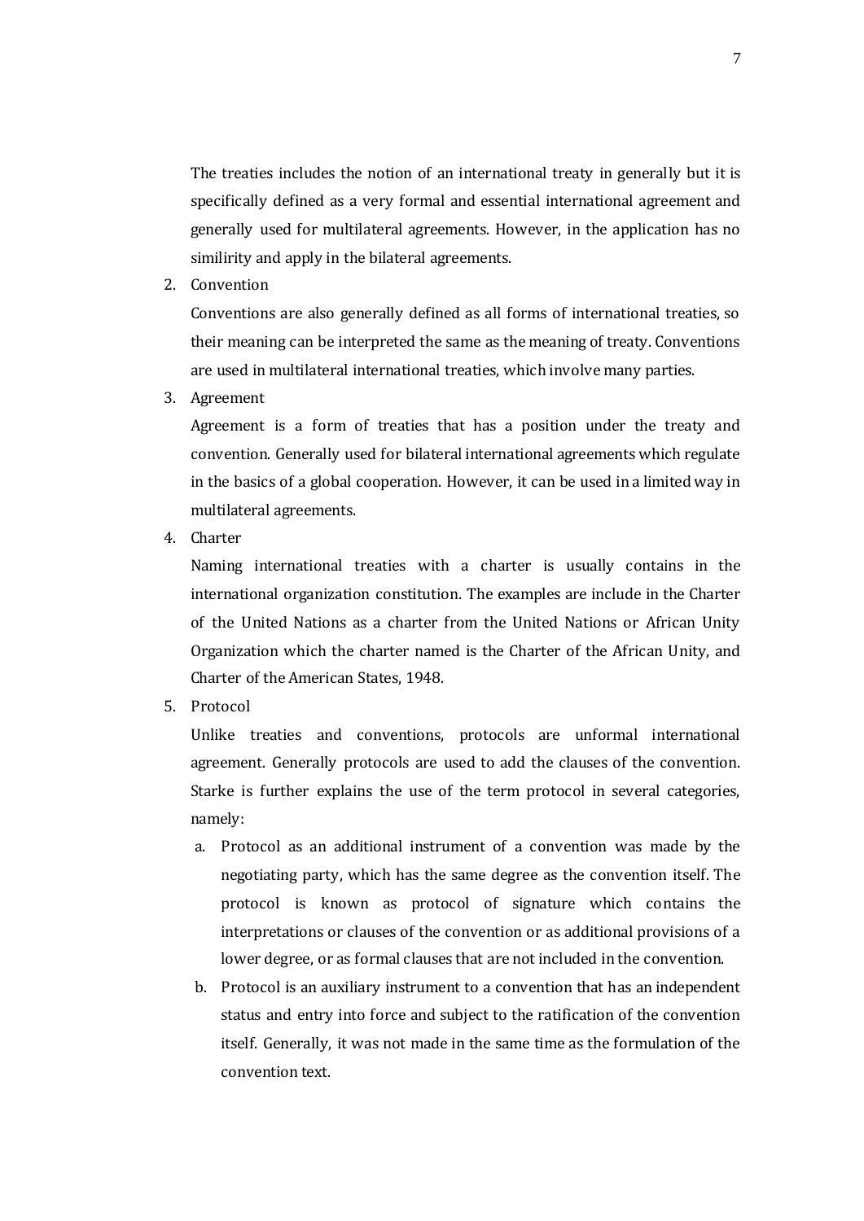The treaties includes the notion of an international treaty in generally but it is specifically defined as a very formal and essential international agreement and generally used for multilateral agreements. However, in the application has no similirity and apply in the bilateral agreements.

2. Convention

   Conventions are also generally defined as all forms of international treaties, so their meaning can be interpreted the same as the meaning of treaty. Conventions are used in multilateral international treaties, which involve many parties.

3. Agreement

   Agreement is a form of treaties that has a position under the treaty and convention. Generally used for bilateral international agreements which regulate in the basics of a global cooperation. However, it can be used in a limited way in multilateral agreements.

4. Charter

   Naming international treaties with a charter is usually contains in the international organization constitution. The examples are include in the Charter of the United Nations as a charter from the United Nations or African Unity Organization which the charter named is the Charter of the African Unity, and Charter of the American States, 1948.

5. Protocol

   Unlike treaties and conventions, protocols are unformal international agreement. Generally protocols are used to add the clauses of the convention. Starke is further explains the use of the term protocol in several categories, namely:

   a. Protocol as an additional instrument of a convention was made by the negotiating party, which has the same degree as the convention itself. The protocol is known as protocol of signature which contains the interpretations or clauses of the convention or as additional provisions of a lower degree, or as formal clauses that are not included in the convention.

   b. Protocol is an auxiliary instrument to a convention that has an independent status and entry into force and subject to the ratification of the convention itself. Generally, it was not made in the same time as the formulation of the convention text.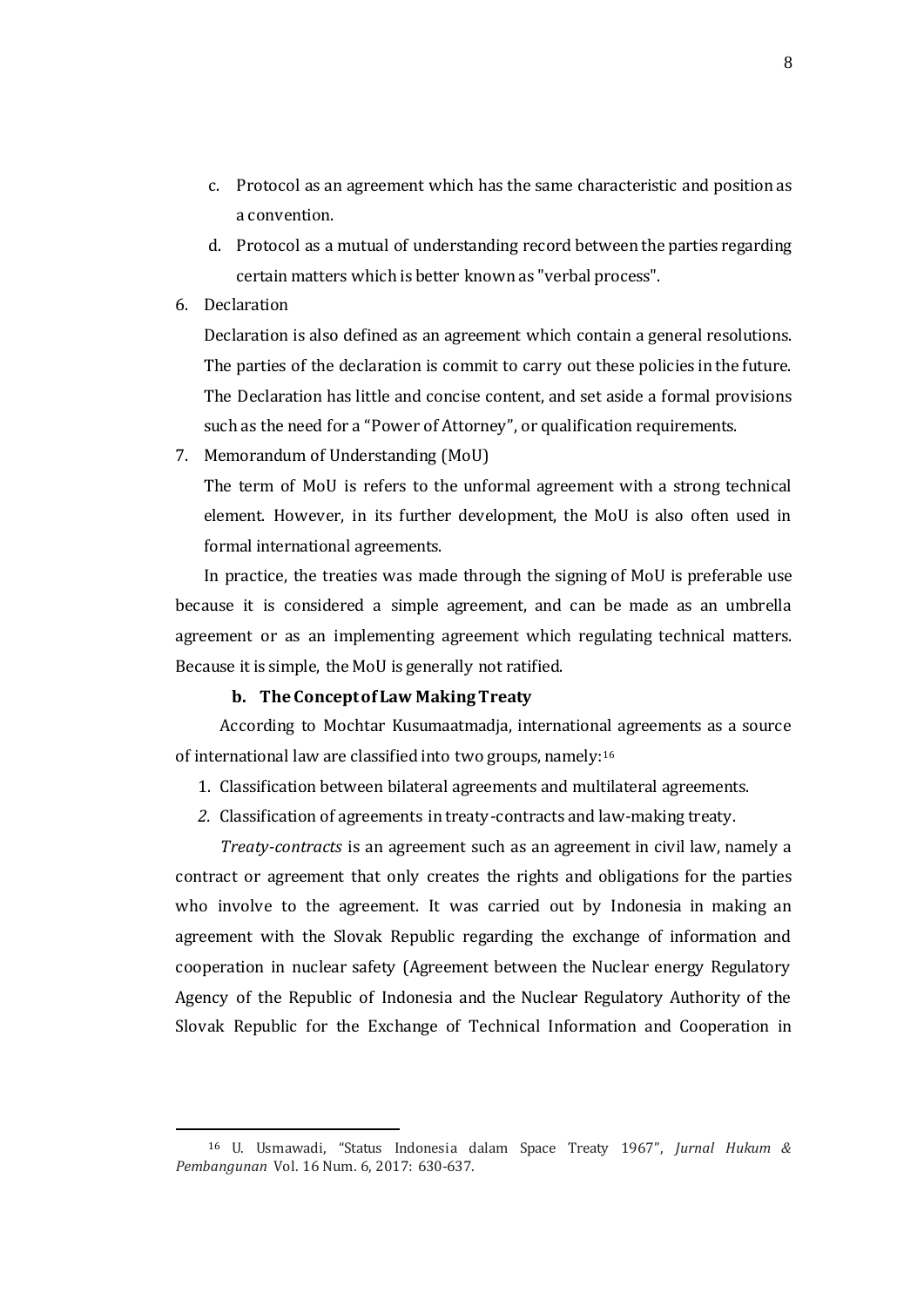c. Protocol as an agreement which has the same characteristic and position as a convention.

d. Protocol as a mutual of understanding record between the parties regarding certain matters which is better known as "verbal process".

6. Declaration

   Declaration is also defined as an agreement which contain a general resolutions. The parties of the declaration is commit to carry out these policies in the future. The Declaration has little and concise content, and set aside a formal provisions such as the need for a "Power of Attorney", or qualification requirements.

7. Memorandum of Understanding (MoU)

   The term of MoU is refers to the unformal agreement with a strong technical element. However, in its further development, the MoU is also often used in formal international agreements.

In practice, the treaties was made through the signing of MoU is preferable use because it is considered a simple agreement, and can be made as an umbrella agreement or as an implementing agreement which regulating technical matters. Because it is simple, the MoU is generally not ratified.

### b. The Concept of Law Making Treaty

According to Mochtar Kusumaatmadja, international agreements as a source of international law are classified into two groups, namely:[16]

1. Classification between bilateral agreements and multilateral agreements.
2. Classification of agreements in treaty-contracts and law-making treaty.

*Treaty-contracts* is an agreement such as an agreement in civil law, namely a contract or agreement that only creates the rights and obligations for the parties who involve to the agreement. It was carried out by Indonesia in making an agreement with the Slovak Republic regarding the exchange of information and cooperation in nuclear safety (Agreement between the Nuclear energy Regulatory Agency of the Republic of Indonesia and the Nuclear Regulatory Authority of the Slovak Republic for the Exchange of Technical Information and Cooperation in

---

[16] U. Usmawadi, "Status Indonesia dalam Space Treaty 1967", *Jurnal Hukum & Pembangunan* Vol. 16 Num. 6, 2017: 630-637.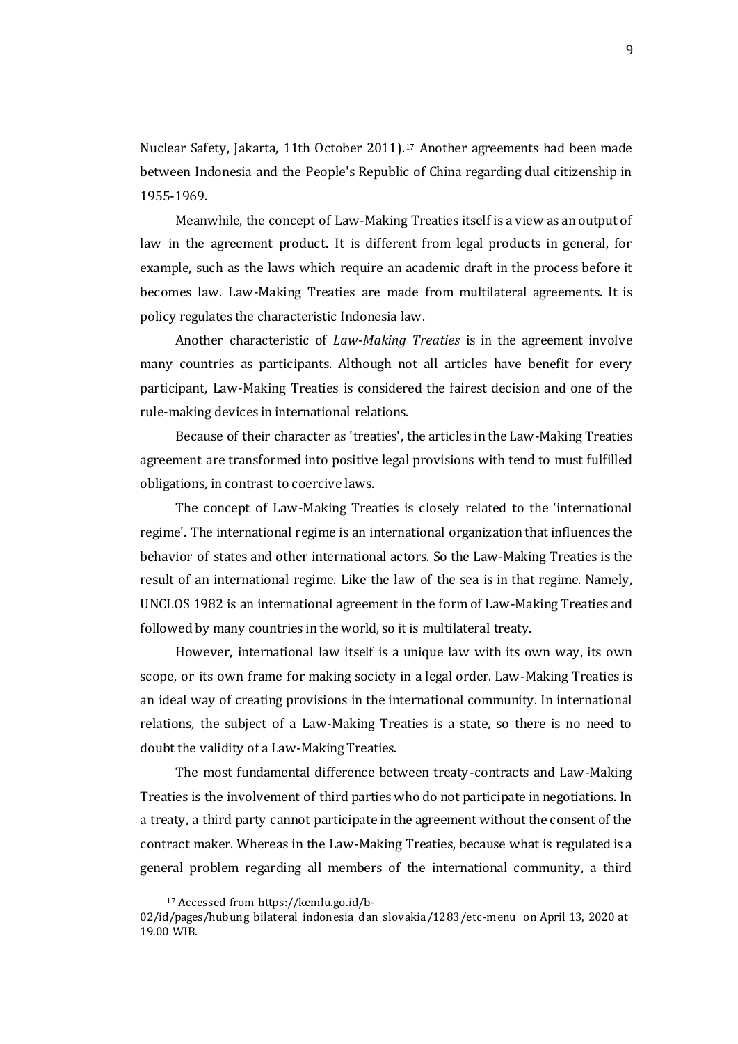Nuclear Safety, Jakarta, 11th October 2011).[17] Another agreements had been made between Indonesia and the People's Republic of China regarding dual citizenship in 1955-1969.

Meanwhile, the concept of Law-Making Treaties itself is a view as an output of law in the agreement product. It is different from legal products in general, for example, such as the laws which require an academic draft in the process before it becomes law. Law-Making Treaties are made from multilateral agreements. It is policy regulates the characteristic Indonesia law.

Another characteristic of *Law-Making Treaties* is in the agreement involve many countries as participants. Although not all articles have benefit for every participant, Law-Making Treaties is considered the fairest decision and one of the rule-making devices in international relations.

Because of their character as 'treaties', the articles in the Law-Making Treaties agreement are transformed into positive legal provisions with tend to must fulfilled obligations, in contrast to coercive laws.

The concept of Law-Making Treaties is closely related to the 'international regime'. The international regime is an international organization that influences the behavior of states and other international actors. So the Law-Making Treaties is the result of an international regime. Like the law of the sea is in that regime. Namely, UNCLOS 1982 is an international agreement in the form of Law-Making Treaties and followed by many countries in the world, so it is multilateral treaty.

However, international law itself is a unique law with its own way, its own scope, or its own frame for making society in a legal order. Law-Making Treaties is an ideal way of creating provisions in the international community. In international relations, the subject of a Law-Making Treaties is a state, so there is no need to doubt the validity of a Law-Making Treaties.

The most fundamental difference between treaty-contracts and Law-Making Treaties is the involvement of third parties who do not participate in negotiations. In a treaty, a third party cannot participate in the agreement without the consent of the contract maker. Whereas in the Law-Making Treaties, because what is regulated is a general problem regarding all members of the international community, a third

[17] Accessed from https://kemlu.go.id/b-02/id/pages/hubung_bilateral_indonesia_dan_slovakia/1283/etc-menu on April 13, 2020 at 19.00 WIB.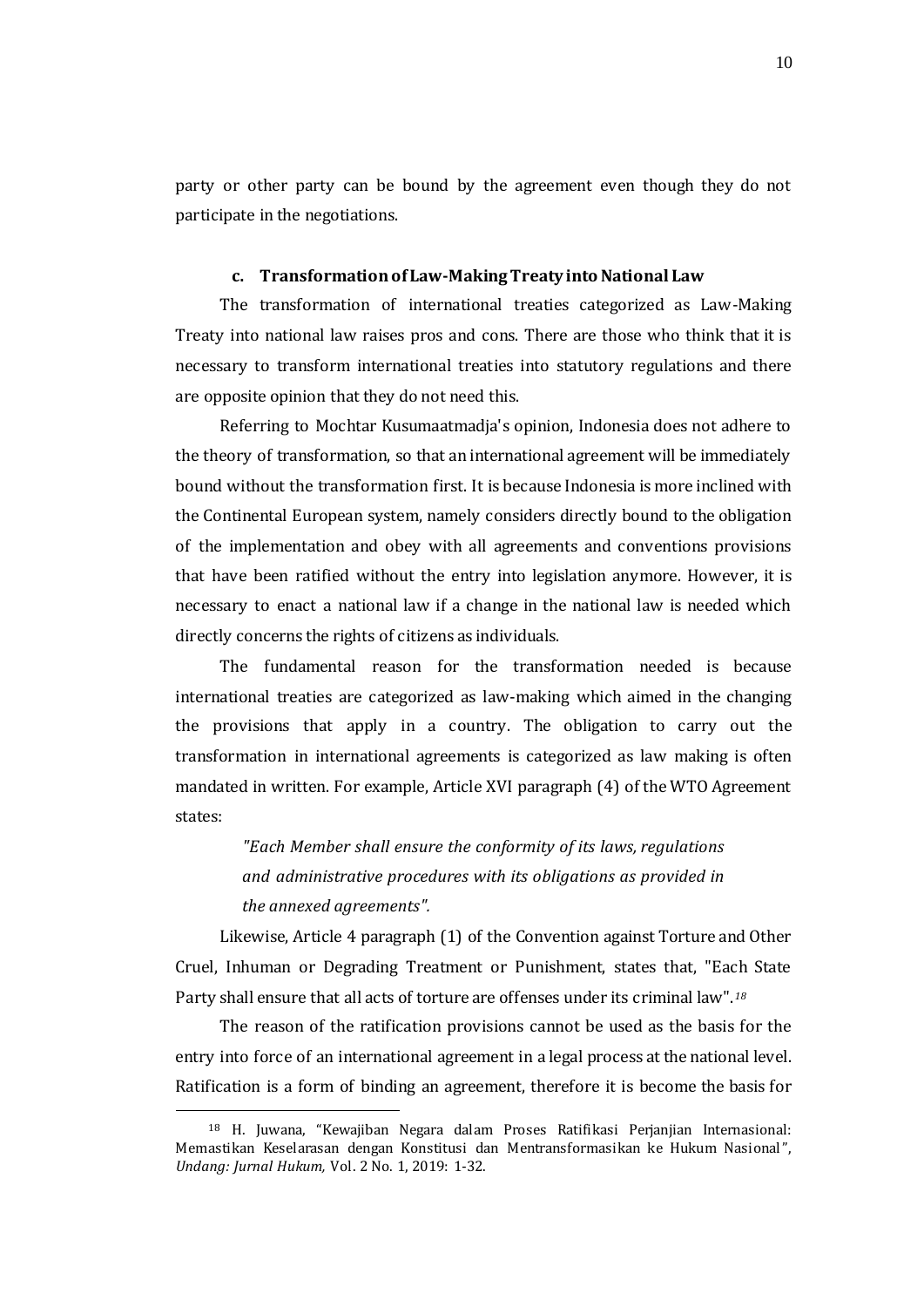party or other party can be bound by the agreement even though they do not participate in the negotiations.

### c. Transformation of Law-Making Treaty into National Law

The transformation of international treaties categorized as Law-Making Treaty into national law raises pros and cons. There are those who think that it is necessary to transform international treaties into statutory regulations and there are opposite opinion that they do not need this.

Referring to Mochtar Kusumaatmadja's opinion, Indonesia does not adhere to the theory of transformation, so that an international agreement will be immediately bound without the transformation first. It is because Indonesia is more inclined with the Continental European system, namely considers directly bound to the obligation of the implementation and obey with all agreements and conventions provisions that have been ratified without the entry into legislation anymore. However, it is necessary to enact a national law if a change in the national law is needed which directly concerns the rights of citizens as individuals.

The fundamental reason for the transformation needed is because international treaties are categorized as law-making which aimed in the changing the provisions that apply in a country. The obligation to carry out the transformation in international agreements is categorized as law making is often mandated in written. For example, Article XVI paragraph (4) of the WTO Agreement states:

> *"Each Member shall ensure the conformity of its laws, regulations and administrative procedures with its obligations as provided in the annexed agreements".*

Likewise, Article 4 paragraph (1) of the Convention against Torture and Other Cruel, Inhuman or Degrading Treatment or Punishment, states that, "Each State Party shall ensure that all acts of torture are offenses under its criminal law".[18]

The reason of the ratification provisions cannot be used as the basis for the entry into force of an international agreement in a legal process at the national level. Ratification is a form of binding an agreement, therefore it is become the basis for

---

[18] H. Juwana, "Kewajiban Negara dalam Proses Ratifikasi Perjanjian Internasional: Memastikan Keselarasan dengan Konstitusi dan Mentransformasikan ke Hukum Nasional", *Undang: Jurnal Hukum,* Vol. 2 No. 1, 2019: 1-32.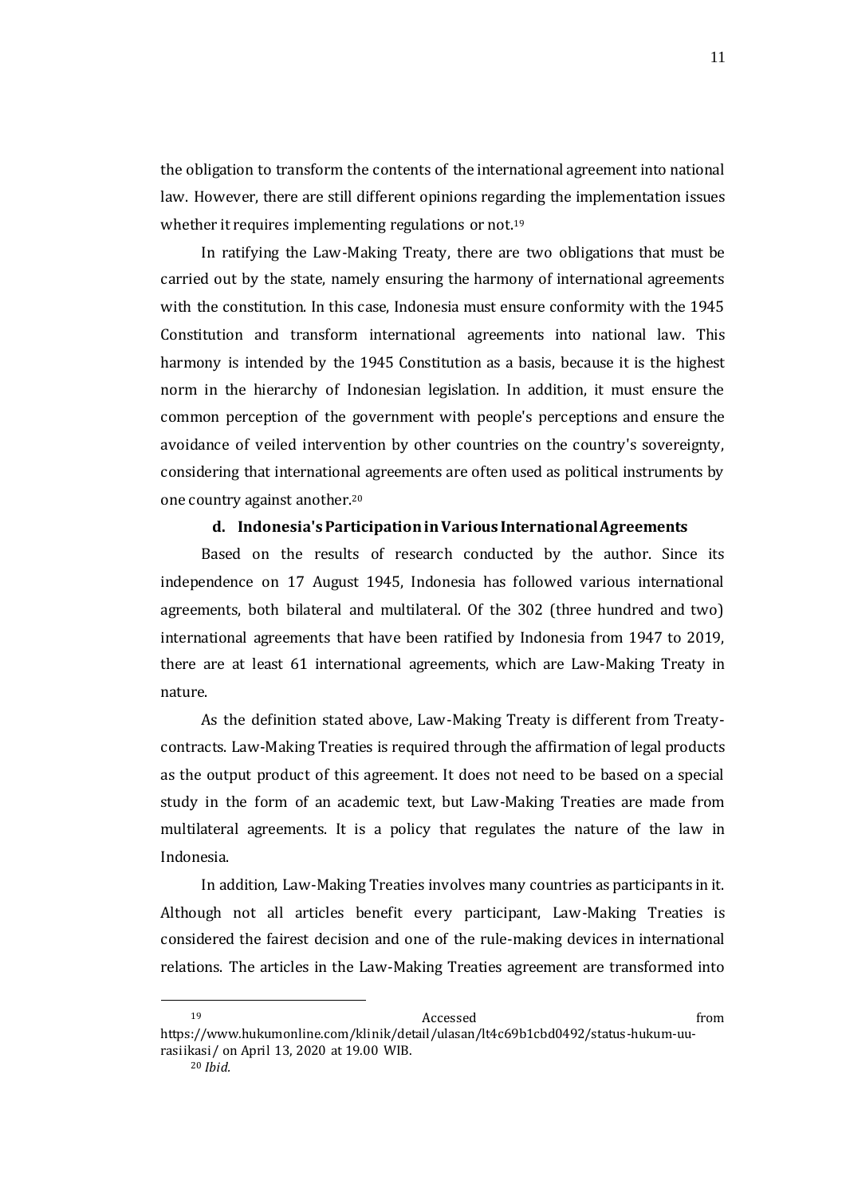the obligation to transform the contents of the international agreement into national law. However, there are still different opinions regarding the implementation issues whether it requires implementing regulations or not.[19]

In ratifying the Law-Making Treaty, there are two obligations that must be carried out by the state, namely ensuring the harmony of international agreements with the constitution. In this case, Indonesia must ensure conformity with the 1945 Constitution and transform international agreements into national law. This harmony is intended by the 1945 Constitution as a basis, because it is the highest norm in the hierarchy of Indonesian legislation. In addition, it must ensure the common perception of the government with people's perceptions and ensure the avoidance of veiled intervention by other countries on the country's sovereignty, considering that international agreements are often used as political instruments by one country against another.[20]

**d. Indonesia's Participation in Various International Agreements**

Based on the results of research conducted by the author. Since its independence on 17 August 1945, Indonesia has followed various international agreements, both bilateral and multilateral. Of the 302 (three hundred and two) international agreements that have been ratified by Indonesia from 1947 to 2019, there are at least 61 international agreements, which are Law-Making Treaty in nature.

As the definition stated above, Law-Making Treaty is different from Treaty-contracts. Law-Making Treaties is required through the affirmation of legal products as the output product of this agreement. It does not need to be based on a special study in the form of an academic text, but Law-Making Treaties are made from multilateral agreements. It is a policy that regulates the nature of the law in Indonesia.

In addition, Law-Making Treaties involves many countries as participants in it. Although not all articles benefit every participant, Law-Making Treaties is considered the fairest decision and one of the rule-making devices in international relations. The articles in the Law-Making Treaties agreement are transformed into

---

[19] Accessed from https://www.hukumonline.com/klinik/detail/ulasan/lt4c69b1cbd0492/status-hukum-uu-rasiikasi/ on April 13, 2020 at 19.00 WIB.

[20] *Ibid.*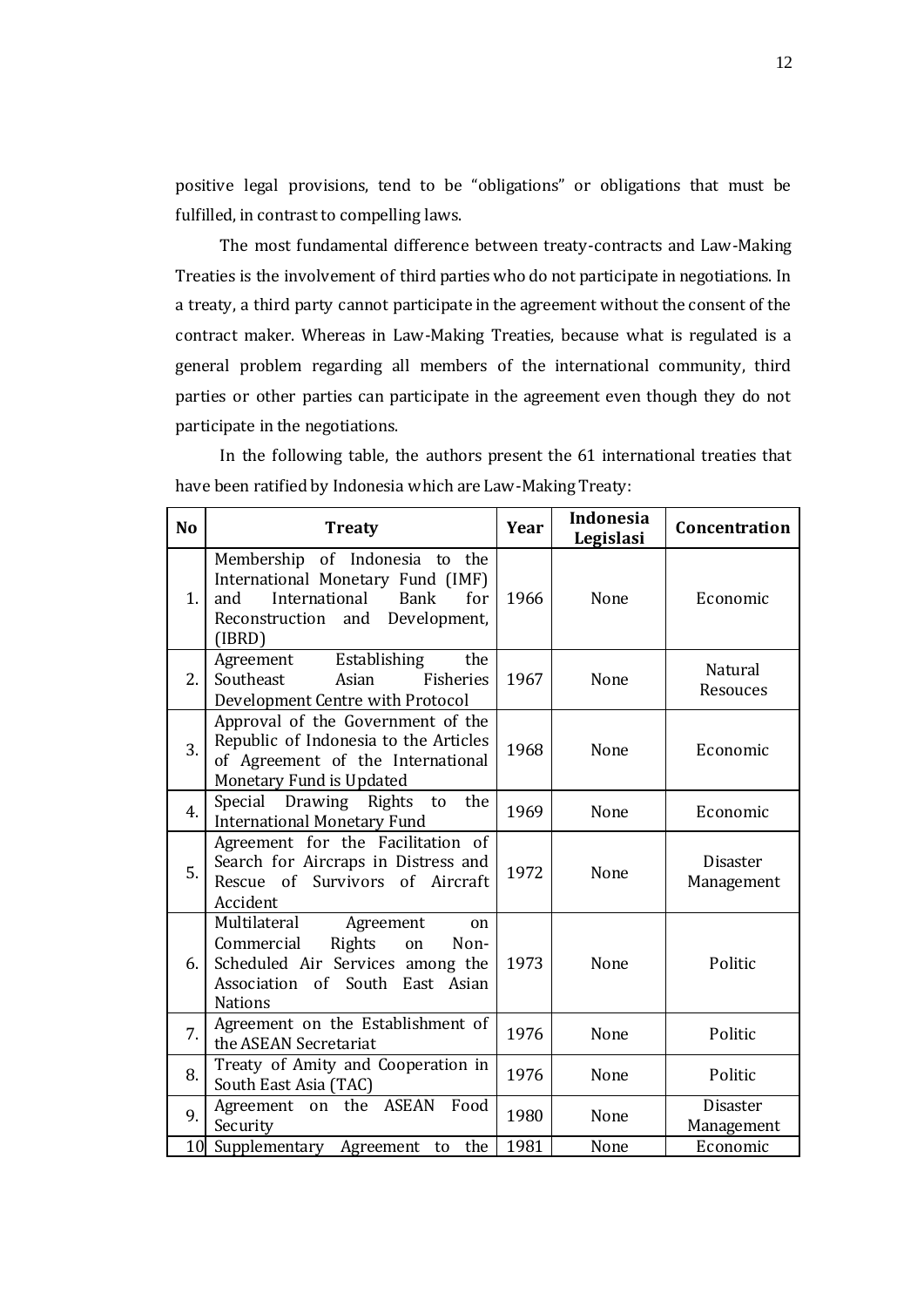positive legal provisions, tend to be "obligations" or obligations that must be fulfilled, in contrast to compelling laws.

The most fundamental difference between treaty-contracts and Law-Making Treaties is the involvement of third parties who do not participate in negotiations. In a treaty, a third party cannot participate in the agreement without the consent of the contract maker. Whereas in Law-Making Treaties, because what is regulated is a general problem regarding all members of the international community, third parties or other parties can participate in the agreement even though they do not participate in the negotiations.

In the following table, the authors present the 61 international treaties that have been ratified by Indonesia which are Law-Making Treaty:

| No | Treaty | Year | Indonesia Legislasi | Concentration |
|---|---|---|---|---|
| 1. | Membership of Indonesia to the International Monetary Fund (IMF) and International Bank for Reconstruction and Development, (IBRD) | 1966 | None | Economic |
| 2. | Agreement Establishing the Southeast Asian Fisheries Development Centre with Protocol | 1967 | None | Natural Resouces |
| 3. | Approval of the Government of the Republic of Indonesia to the Articles of Agreement of the International Monetary Fund is Updated | 1968 | None | Economic |
| 4. | Special Drawing Rights to the International Monetary Fund | 1969 | None | Economic |
| 5. | Agreement for the Facilitation of Search for Aircraps in Distress and Rescue of Survivors of Aircraft Accident | 1972 | None | Disaster Management |
| 6. | Multilateral Agreement on Commercial Rights on Non-Scheduled Air Services among the Association of South East Asian Nations | 1973 | None | Politic |
| 7. | Agreement on the Establishment of the ASEAN Secretariat | 1976 | None | Politic |
| 8. | Treaty of Amity and Cooperation in South East Asia (TAC) | 1976 | None | Politic |
| 9. | Agreement on the ASEAN Food Security | 1980 | None | Disaster Management |
| 10 | Supplementary Agreement to the | 1981 | None | Economic |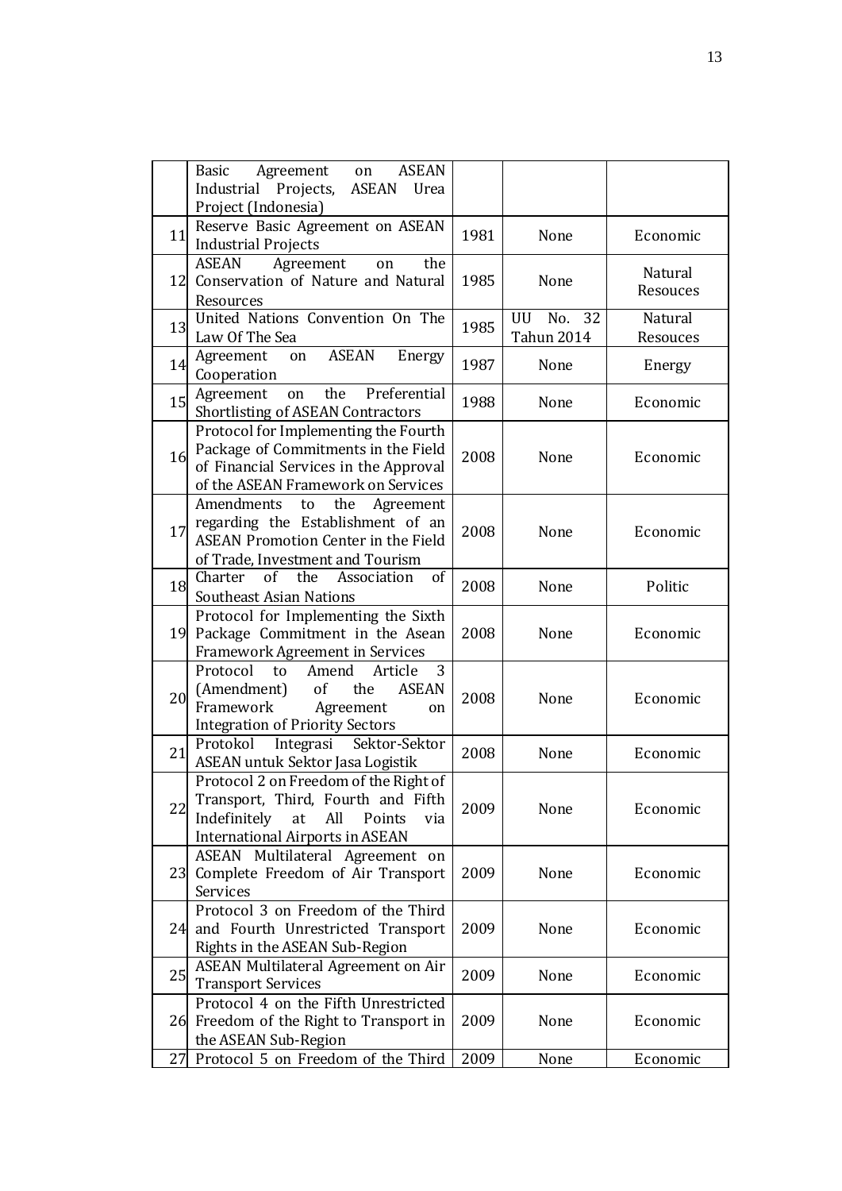|  |  |  |  |  |
|---|---|---|---|---|
|  | Basic Agreement on ASEAN Industrial Projects, ASEAN Urea Project (Indonesia) |  |  |  |
| 11 | Reserve Basic Agreement on ASEAN Industrial Projects | 1981 | None | Economic |
| 12 | ASEAN Agreement on the Conservation of Nature and Natural Resources | 1985 | None | Natural Resouces |
| 13 | United Nations Convention On The Law Of The Sea | 1985 | UU No. 32 Tahun 2014 | Natural Resouces |
| 14 | Agreement on ASEAN Energy Cooperation | 1987 | None | Energy |
| 15 | Agreement on the Preferential Shortlisting of ASEAN Contractors | 1988 | None | Economic |
| 16 | Protocol for Implementing the Fourth Package of Commitments in the Field of Financial Services in the Approval of the ASEAN Framework on Services | 2008 | None | Economic |
| 17 | Amendments to the Agreement regarding the Establishment of an ASEAN Promotion Center in the Field of Trade, Investment and Tourism | 2008 | None | Economic |
| 18 | Charter of the Association of Southeast Asian Nations | 2008 | None | Politic |
| 19 | Protocol for Implementing the Sixth Package Commitment in the Asean Framework Agreement in Services | 2008 | None | Economic |
| 20 | Protocol to Amend Article 3 (Amendment) of the ASEAN Framework Agreement on Integration of Priority Sectors | 2008 | None | Economic |
| 21 | Protokol Integrasi Sektor-Sektor ASEAN untuk Sektor Jasa Logistik | 2008 | None | Economic |
| 22 | Protocol 2 on Freedom of the Right of Transport, Third, Fourth and Fifth Indefinitely at All Points via International Airports in ASEAN | 2009 | None | Economic |
| 23 | ASEAN Multilateral Agreement on Complete Freedom of Air Transport Services | 2009 | None | Economic |
| 24 | Protocol 3 on Freedom of the Third and Fourth Unrestricted Transport Rights in the ASEAN Sub-Region | 2009 | None | Economic |
| 25 | ASEAN Multilateral Agreement on Air Transport Services | 2009 | None | Economic |
| 26 | Protocol 4 on the Fifth Unrestricted Freedom of the Right to Transport in the ASEAN Sub-Region | 2009 | None | Economic |
| 27 | Protocol 5 on Freedom of the Third | 2009 | None | Economic |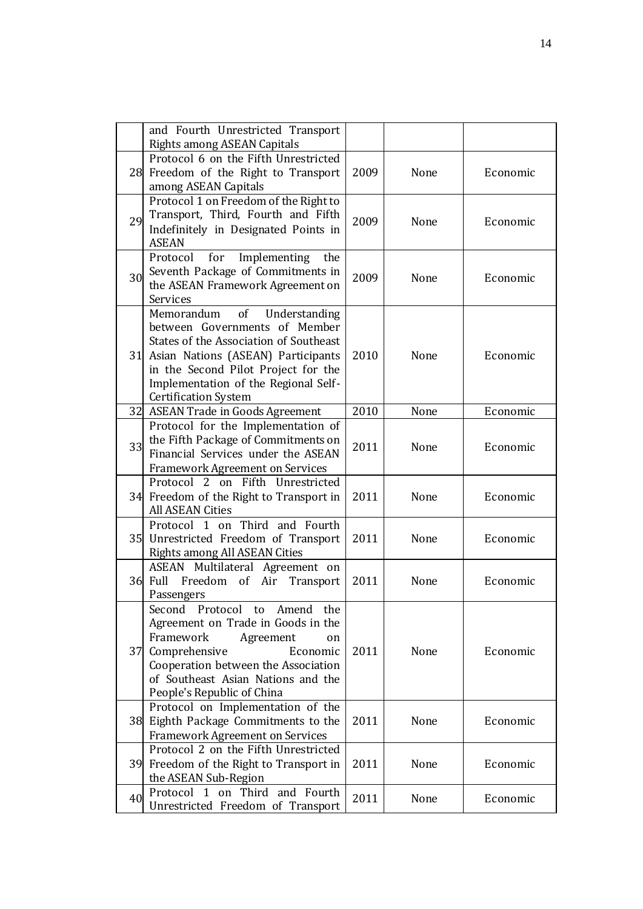|  |  |  |  |  |
|---|---|---|---|---|
|  | and Fourth Unrestricted Transport Rights among ASEAN Capitals |  |  |  |
| 28 | Protocol 6 on the Fifth Unrestricted Freedom of the Right to Transport among ASEAN Capitals | 2009 | None | Economic |
| 29 | Protocol 1 on Freedom of the Right to Transport, Third, Fourth and Fifth Indefinitely in Designated Points in ASEAN | 2009 | None | Economic |
| 30 | Protocol for Implementing the Seventh Package of Commitments in the ASEAN Framework Agreement on Services | 2009 | None | Economic |
| 31 | Memorandum of Understanding between Governments of Member States of the Association of Southeast Asian Nations (ASEAN) Participants in the Second Pilot Project for the Implementation of the Regional Self-Certification System | 2010 | None | Economic |
| 32 | ASEAN Trade in Goods Agreement | 2010 | None | Economic |
| 33 | Protocol for the Implementation of the Fifth Package of Commitments on Financial Services under the ASEAN Framework Agreement on Services | 2011 | None | Economic |
| 34 | Protocol 2 on Fifth Unrestricted Freedom of the Right to Transport in All ASEAN Cities | 2011 | None | Economic |
| 35 | Protocol 1 on Third and Fourth Unrestricted Freedom of Transport Rights among All ASEAN Cities | 2011 | None | Economic |
| 36 | ASEAN Multilateral Agreement on Full Freedom of Air Transport Passengers | 2011 | None | Economic |
| 37 | Second Protocol to Amend the Agreement on Trade in Goods in the Framework Agreement on Comprehensive Economic Cooperation between the Association of Southeast Asian Nations and the People's Republic of China | 2011 | None | Economic |
| 38 | Protocol on Implementation of the Eighth Package Commitments to the Framework Agreement on Services | 2011 | None | Economic |
| 39 | Protocol 2 on the Fifth Unrestricted Freedom of the Right to Transport in the ASEAN Sub-Region | 2011 | None | Economic |
| 40 | Protocol 1 on Third and Fourth Unrestricted Freedom of Transport | 2011 | None | Economic |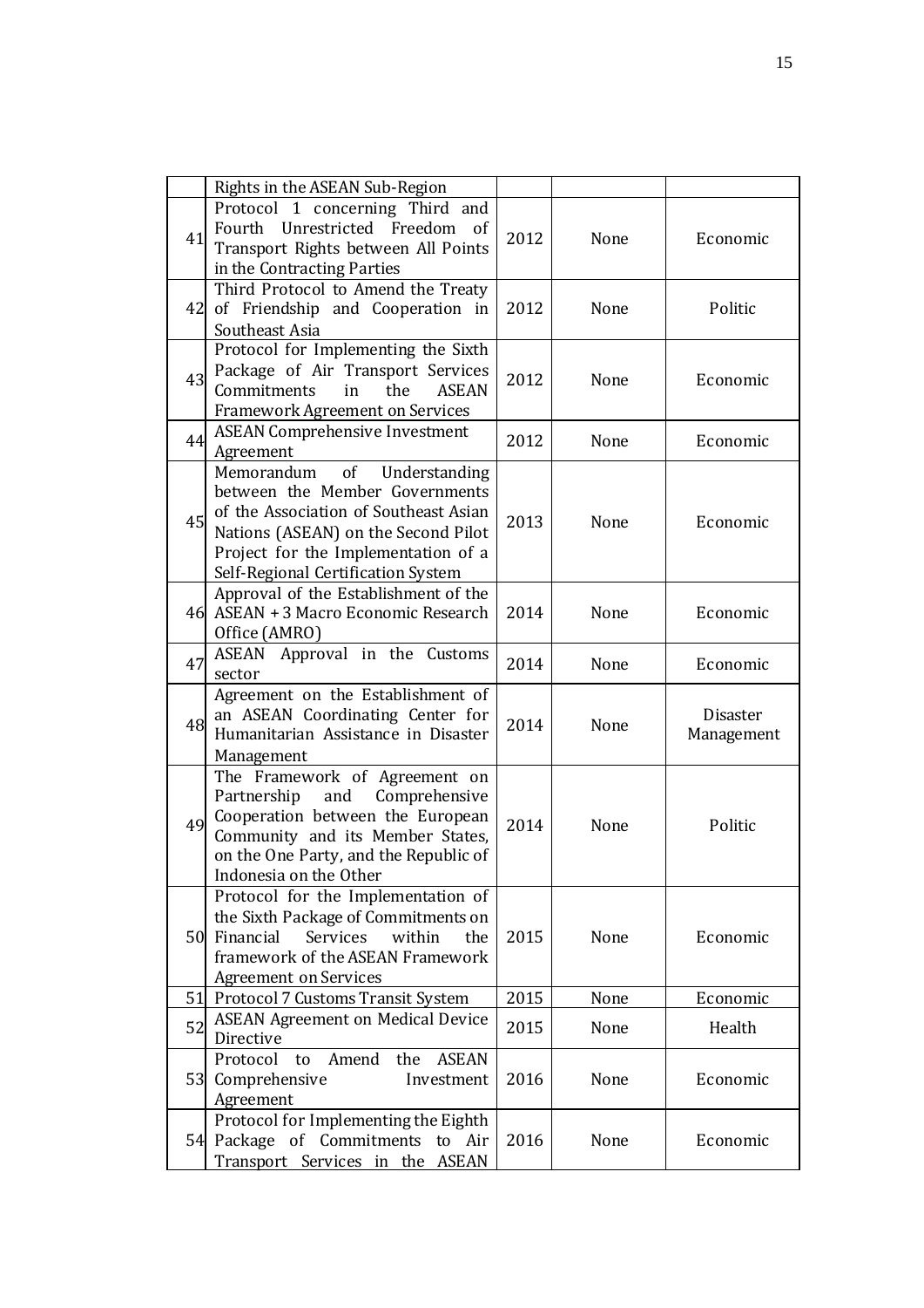| | | | | |
|---|---|---|---|---|
| | Rights in the ASEAN Sub-Region | | | |
| 41 | Protocol 1 concerning Third and Fourth Unrestricted Freedom of Transport Rights between All Points in the Contracting Parties | 2012 | None | Economic |
| 42 | Third Protocol to Amend the Treaty of Friendship and Cooperation in Southeast Asia | 2012 | None | Politic |
| 43 | Protocol for Implementing the Sixth Package of Air Transport Services Commitments in the ASEAN Framework Agreement on Services | 2012 | None | Economic |
| 44 | ASEAN Comprehensive Investment Agreement | 2012 | None | Economic |
| 45 | Memorandum of Understanding between the Member Governments of the Association of Southeast Asian Nations (ASEAN) on the Second Pilot Project for the Implementation of a Self-Regional Certification System | 2013 | None | Economic |
| 46 | Approval of the Establishment of the ASEAN + 3 Macro Economic Research Office (AMRO) | 2014 | None | Economic |
| 47 | ASEAN Approval in the Customs sector | 2014 | None | Economic |
| 48 | Agreement on the Establishment of an ASEAN Coordinating Center for Humanitarian Assistance in Disaster Management | 2014 | None | Disaster Management |
| 49 | The Framework of Agreement on Partnership and Comprehensive Cooperation between the European Community and its Member States, on the One Party, and the Republic of Indonesia on the Other | 2014 | None | Politic |
| 50 | Protocol for the Implementation of the Sixth Package of Commitments on Financial Services within the framework of the ASEAN Framework Agreement on Services | 2015 | None | Economic |
| 51 | Protocol 7 Customs Transit System | 2015 | None | Economic |
| 52 | ASEAN Agreement on Medical Device Directive | 2015 | None | Health |
| 53 | Protocol to Amend the ASEAN Comprehensive Investment Agreement | 2016 | None | Economic |
| 54 | Protocol for Implementing the Eighth Package of Commitments to Air Transport Services in the ASEAN | 2016 | None | Economic |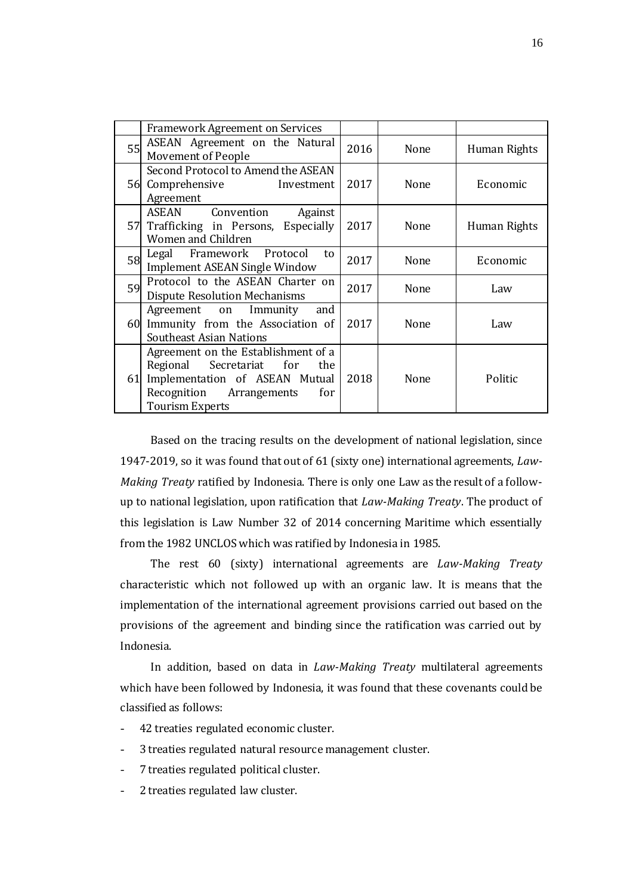|  | Framework Agreement on Services |  |  |  |
|---|---|---|---|---|
| 55 | ASEAN Agreement on the Natural Movement of People | 2016 | None | Human Rights |
| 56 | Second Protocol to Amend the ASEAN Comprehensive Investment Agreement | 2017 | None | Economic |
| 57 | ASEAN Convention Against Trafficking in Persons, Especially Women and Children | 2017 | None | Human Rights |
| 58 | Legal Framework Protocol to Implement ASEAN Single Window | 2017 | None | Economic |
| 59 | Protocol to the ASEAN Charter on Dispute Resolution Mechanisms | 2017 | None | Law |
| 60 | Agreement on Immunity and Immunity from the Association of Southeast Asian Nations | 2017 | None | Law |
| 61 | Agreement on the Establishment of a Regional Secretariat for the Implementation of ASEAN Mutual Recognition Arrangements for Tourism Experts | 2018 | None | Politic |

Based on the tracing results on the development of national legislation, since 1947-2019, so it was found that out of 61 (sixty one) international agreements, *Law-Making Treaty* ratified by Indonesia. There is only one Law as the result of a follow-up to national legislation, upon ratification that *Law-Making Treaty*. The product of this legislation is Law Number 32 of 2014 concerning Maritime which essentially from the 1982 UNCLOS which was ratified by Indonesia in 1985.

The rest 60 (sixty) international agreements are *Law-Making Treaty* characteristic which not followed up with an organic law. It is means that the implementation of the international agreement provisions carried out based on the provisions of the agreement and binding since the ratification was carried out by Indonesia.

In addition, based on data in *Law-Making Treaty* multilateral agreements which have been followed by Indonesia, it was found that these covenants could be classified as follows:

- 42 treaties regulated economic cluster.
- 3 treaties regulated natural resource management cluster.
- 7 treaties regulated political cluster.
- 2 treaties regulated law cluster.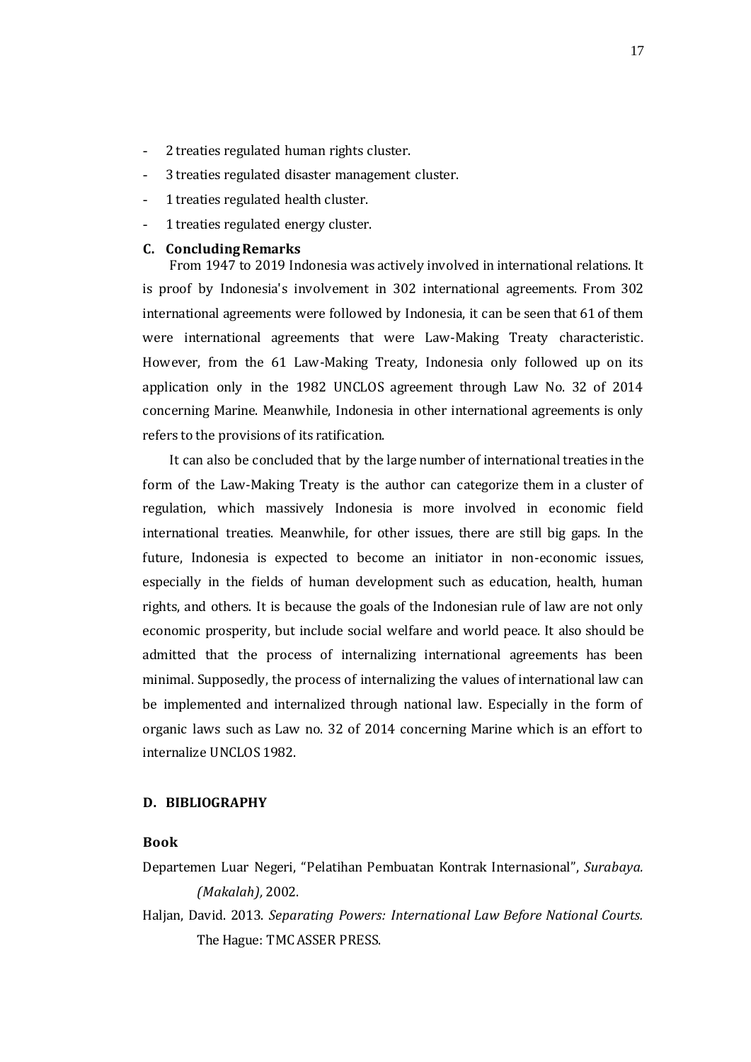- 2 treaties regulated human rights cluster.
- 3 treaties regulated disaster management cluster.
- 1 treaties regulated health cluster.
- 1 treaties regulated energy cluster.

## C. Concluding Remarks

From 1947 to 2019 Indonesia was actively involved in international relations. It is proof by Indonesia's involvement in 302 international agreements. From 302 international agreements were followed by Indonesia, it can be seen that 61 of them were international agreements that were Law-Making Treaty characteristic. However, from the 61 Law-Making Treaty, Indonesia only followed up on its application only in the 1982 UNCLOS agreement through Law No. 32 of 2014 concerning Marine. Meanwhile, Indonesia in other international agreements is only refers to the provisions of its ratification.

It can also be concluded that by the large number of international treaties in the form of the Law-Making Treaty is the author can categorize them in a cluster of regulation, which massively Indonesia is more involved in economic field international treaties. Meanwhile, for other issues, there are still big gaps. In the future, Indonesia is expected to become an initiator in non-economic issues, especially in the fields of human development such as education, health, human rights, and others. It is because the goals of the Indonesian rule of law are not only economic prosperity, but include social welfare and world peace. It also should be admitted that the process of internalizing international agreements has been minimal. Supposedly, the process of internalizing the values of international law can be implemented and internalized through national law. Especially in the form of organic laws such as Law no. 32 of 2014 concerning Marine which is an effort to internalize UNCLOS 1982.

## D. BIBLIOGRAPHY

### Book

Departemen Luar Negeri, "Pelatihan Pembuatan Kontrak Internasional", *Surabaya. (Makalah),* 2002.

Haljan, David. 2013. *Separating Powers: International Law Before National Courts.* The Hague: TMC ASSER PRESS.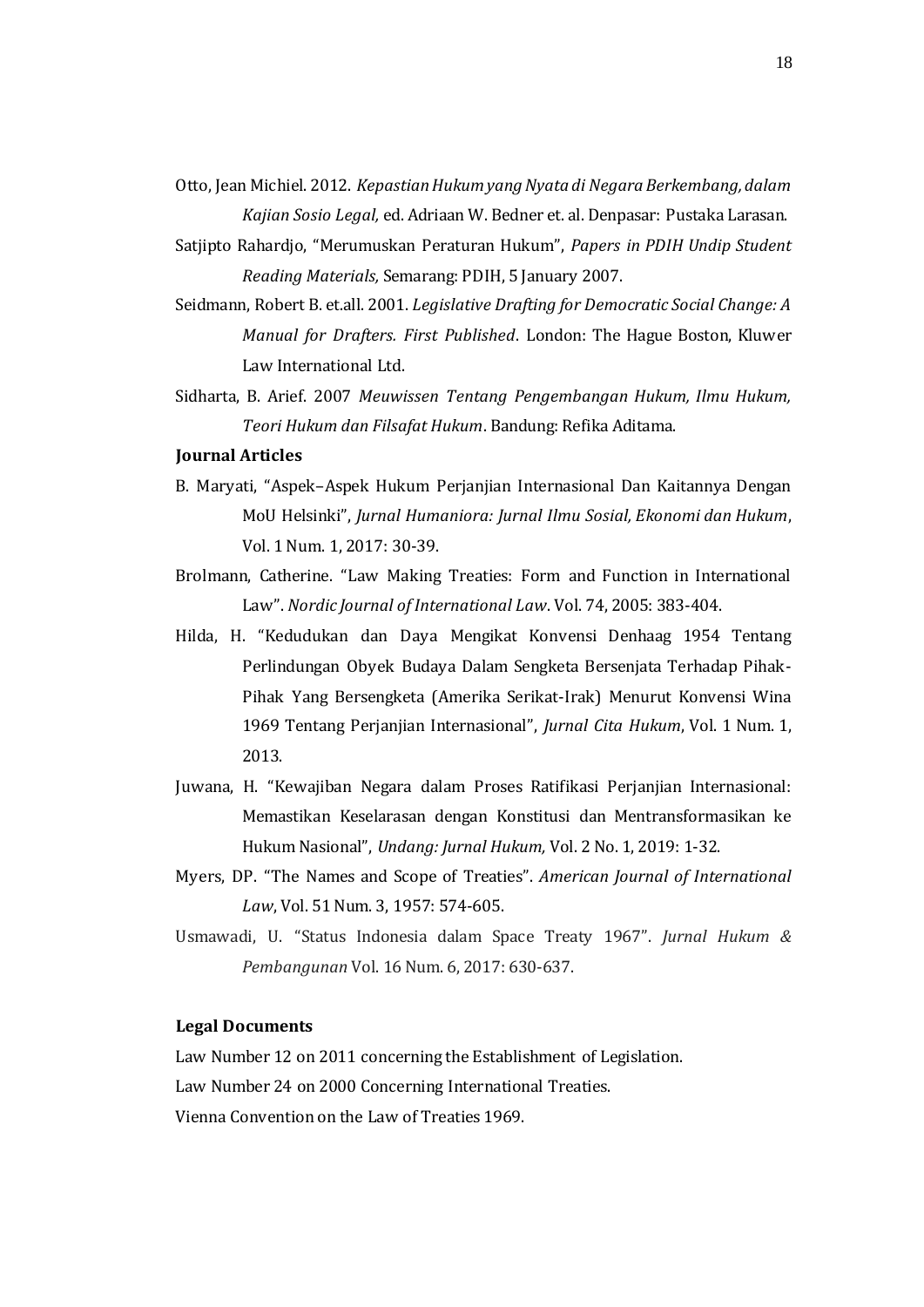Otto, Jean Michiel. 2012. *Kepastian Hukum yang Nyata di Negara Berkembang, dalam Kajian Sosio Legal,* ed. Adriaan W. Bedner et. al. Denpasar: Pustaka Larasan.

Satjipto Rahardjo, "Merumuskan Peraturan Hukum", *Papers in PDIH Undip Student Reading Materials,* Semarang: PDIH, 5 January 2007.

Seidmann, Robert B. et.all. 2001. *Legislative Drafting for Democratic Social Change: A Manual for Drafters. First Published*. London: The Hague Boston, Kluwer Law International Ltd.

Sidharta, B. Arief. 2007 *Meuwissen Tentang Pengembangan Hukum, Ilmu Hukum, Teori Hukum dan Filsafat Hukum*. Bandung: Refika Aditama.

**Journal Articles**

B. Maryati, "Aspek–Aspek Hukum Perjanjian Internasional Dan Kaitannya Dengan MoU Helsinki", *Jurnal Humaniora: Jurnal Ilmu Sosial, Ekonomi dan Hukum*, Vol. 1 Num. 1, 2017: 30-39.

Brolmann, Catherine. "Law Making Treaties: Form and Function in International Law". *Nordic Journal of International Law*. Vol. 74, 2005: 383-404.

Hilda, H. "Kedudukan dan Daya Mengikat Konvensi Denhaag 1954 Tentang Perlindungan Obyek Budaya Dalam Sengketa Bersenjata Terhadap Pihak-Pihak Yang Bersengketa (Amerika Serikat-Irak) Menurut Konvensi Wina 1969 Tentang Perjanjian Internasional", *Jurnal Cita Hukum*, Vol. 1 Num. 1, 2013.

Juwana, H. "Kewajiban Negara dalam Proses Ratifikasi Perjanjian Internasional: Memastikan Keselarasan dengan Konstitusi dan Mentransformasikan ke Hukum Nasional", *Undang: Jurnal Hukum,* Vol. 2 No. 1, 2019: 1-32.

Myers, DP. "The Names and Scope of Treaties". *American Journal of International Law*, Vol. 51 Num. 3, 1957: 574-605.

Usmawadi, U. "Status Indonesia dalam Space Treaty 1967". *Jurnal Hukum & Pembangunan* Vol. 16 Num. 6, 2017: 630-637.

**Legal Documents**

Law Number 12 on 2011 concerning the Establishment of Legislation.

Law Number 24 on 2000 Concerning International Treaties.

Vienna Convention on the Law of Treaties 1969.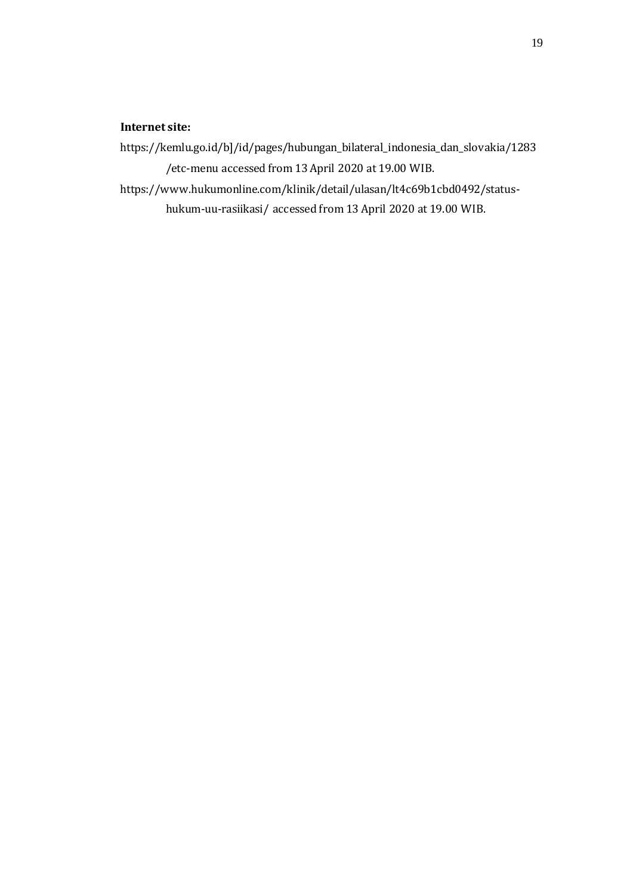**Internet site:**

https://kemlu.go.id/b]/id/pages/hubungan_bilateral_indonesia_dan_slovakia/1283/etc-menu accessed from 13 April 2020 at 19.00 WIB.

https://www.hukumonline.com/klinik/detail/ulasan/lt4c69b1cbd0492/status-hukum-uu-rasiikasi/ accessed from 13 April 2020 at 19.00 WIB.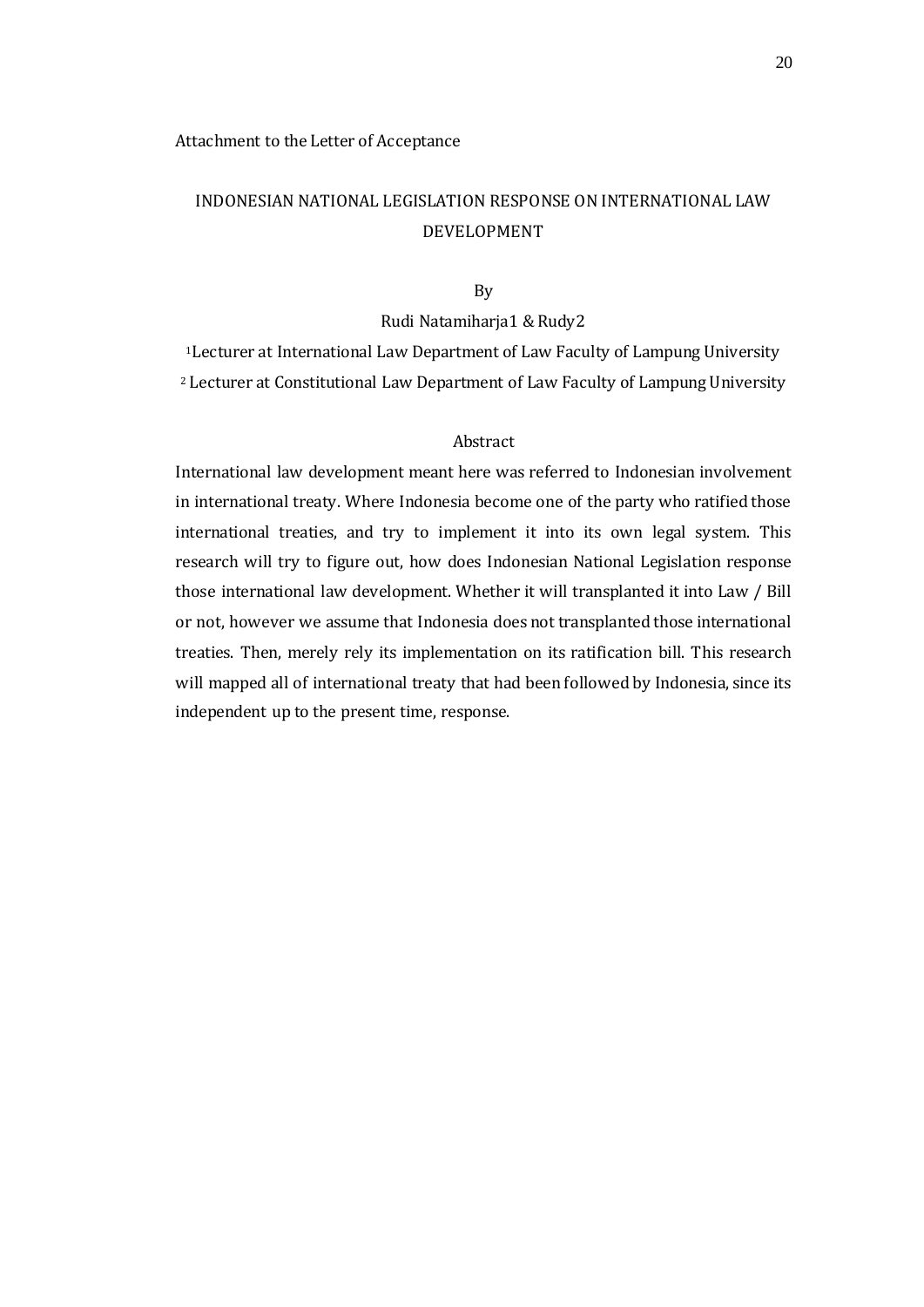Attachment to the Letter of Acceptance

# INDONESIAN NATIONAL LEGISLATION RESPONSE ON INTERNATIONAL LAW DEVELOPMENT

By

Rudi Natamiharja[1] & Rudy[2]

[1]Lecturer at International Law Department of Law Faculty of Lampung University

[2] Lecturer at Constitutional Law Department of Law Faculty of Lampung University

## Abstract

International law development meant here was referred to Indonesian involvement in international treaty. Where Indonesia become one of the party who ratified those international treaties, and try to implement it into its own legal system. This research will try to figure out, how does Indonesian National Legislation response those international law development. Whether it will transplanted it into Law / Bill or not, however we assume that Indonesia does not transplanted those international treaties. Then, merely rely its implementation on its ratification bill. This research will mapped all of international treaty that had been followed by Indonesia, since its independent up to the present time, response.